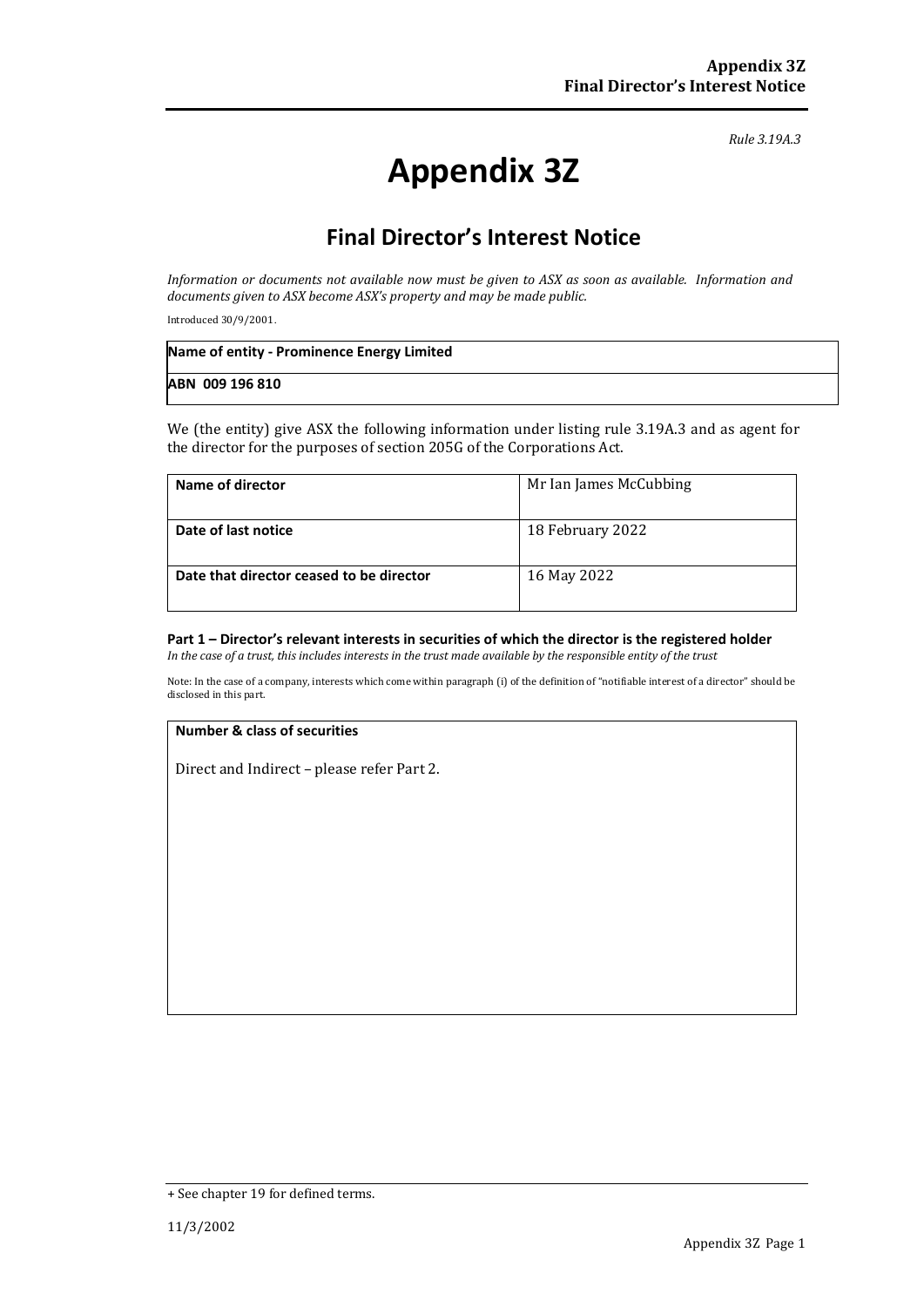*Rule 3.19A.3*

# Appendix 3Z

## Final Director's Interest Notice

*Information or documents not available now must be given to ASX as soon as available. Information and documents given to ASX become ASX's property and may be made public.*

Introduced 30/9/2001.

| **Name of entity - Prominence Energy Limited** |
|---|
| **ABN 009 196 810** |

We (the entity) give ASX the following information under listing rule 3.19A.3 and as agent for the director for the purposes of section 205G of the Corporations Act.

| | |
|---|---|
| **Name of director** | Mr Ian James McCubbing |
| **Date of last notice** | 18 February 2022 |
| **Date that director ceased to be director** | 16 May 2022 |

### Part 1 – Director's relevant interests in securities of which the director is the registered holder

*In the case of a trust, this includes interests in the trust made available by the responsible entity of the trust*

Note: In the case of a company, interests which come within paragraph (i) of the definition of "notifiable interest of a director" should be disclosed in this part.

| **Number & class of securities** |
|---|
| Direct and Indirect – please refer Part 2. |

+ See chapter 19 for defined terms.

11/3/2002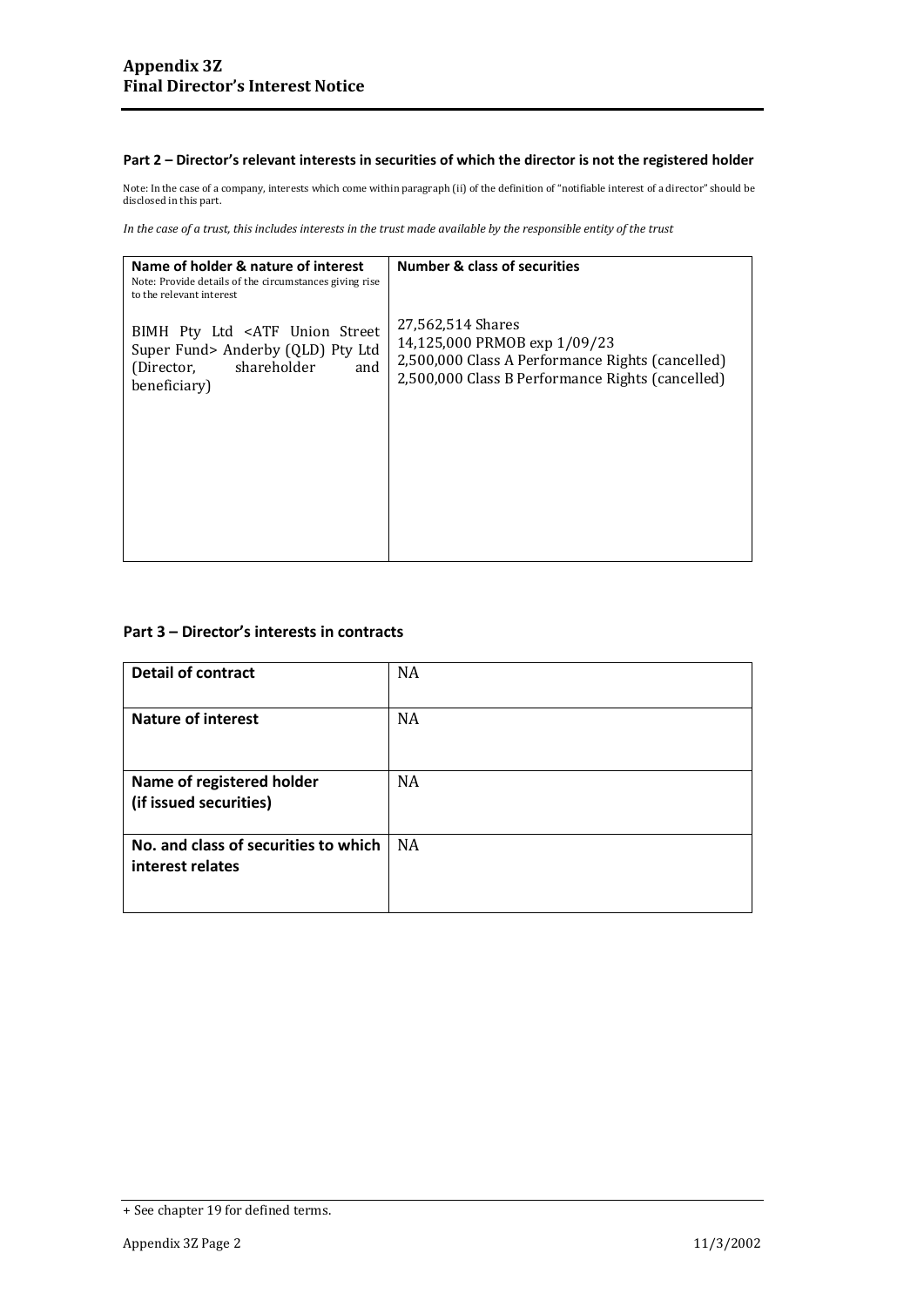## Part 2 – Director's relevant interests in securities of which the director is not the registered holder

Note: In the case of a company, interests which come within paragraph (ii) of the definition of "notifiable interest of a director" should be disclosed in this part.

*In the case of a trust, this includes interests in the trust made available by the responsible entity of the trust*

| **Name of holder & nature of interest**<br>Note: Provide details of the circumstances giving rise to the relevant interest | **Number & class of securities** |
|---|---|
| BIMH Pty Ltd <ATF Union Street Super Fund> Anderby (QLD) Pty Ltd (Director, shareholder and beneficiary) | 27,562,514 Shares<br>14,125,000 PRMOB exp 1/09/23<br>2,500,000 Class A Performance Rights (cancelled)<br>2,500,000 Class B Performance Rights (cancelled) |

## Part 3 – Director's interests in contracts

| | |
|---|---|
| **Detail of contract** | NA |
| **Nature of interest** | NA |
| **Name of registered holder (if issued securities)** | NA |
| **No. and class of securities to which interest relates** | NA |

+ See chapter 19 for defined terms.